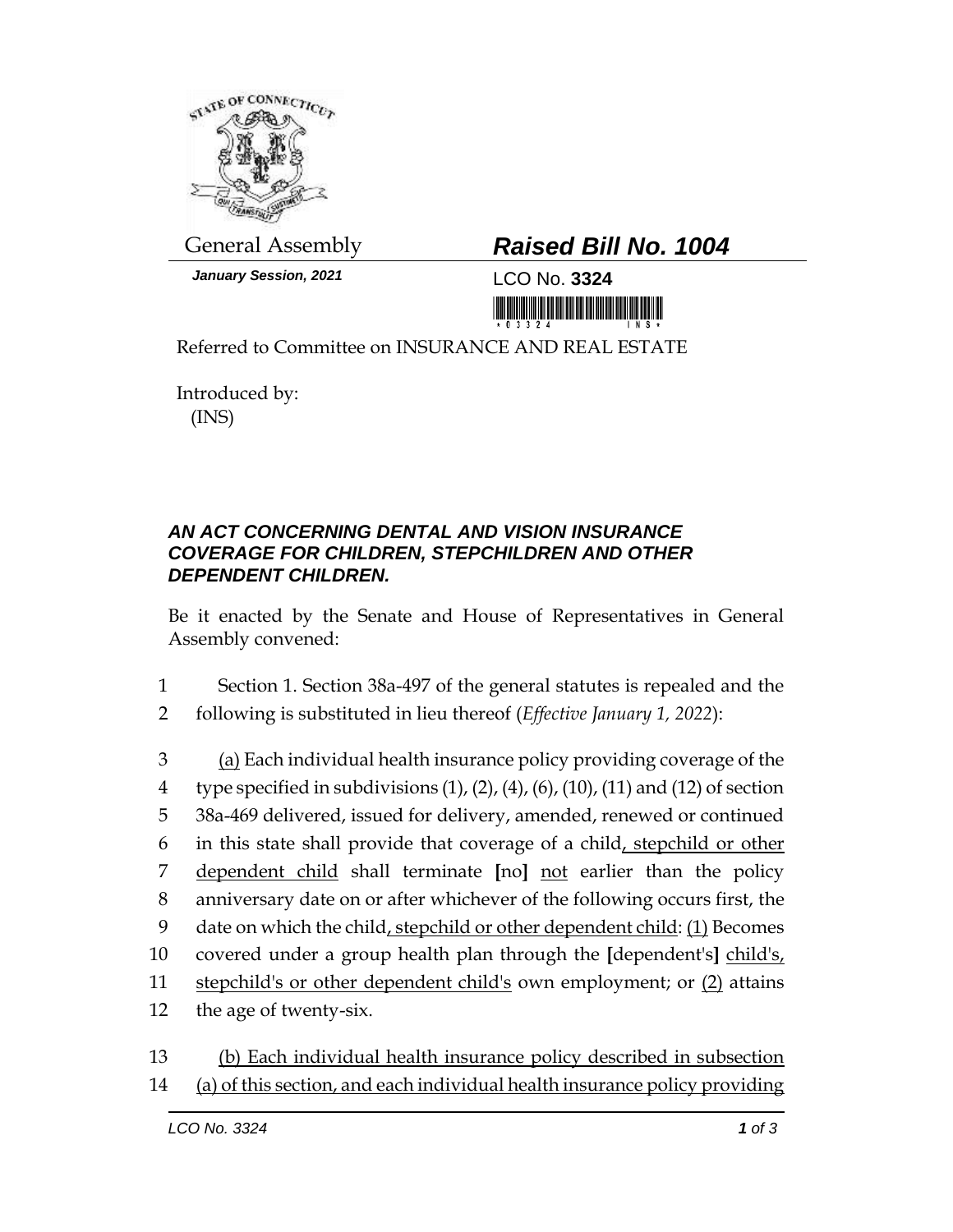General Assembly

***Raised Bill No. 1004***

*January Session, 2021*

LCO No. **3324**

Referred to Committee on INSURANCE AND REAL ESTATE

Introduced by:
(INS)

### *AN ACT CONCERNING DENTAL AND VISION INSURANCE COVERAGE FOR CHILDREN, STEPCHILDREN AND OTHER DEPENDENT CHILDREN.*

Be it enacted by the Senate and House of Representatives in General Assembly convened:

1 Section 1. Section 38a-497 of the general statutes is repealed and the
2 following is substituted in lieu thereof (*Effective January 1, 2022*):

3 (a) Each individual health insurance policy providing coverage of the
4 type specified in subdivisions (1), (2), (4), (6), (10), (11) and (12) of section
5 38a-469 delivered, issued for delivery, amended, renewed or continued
6 in this state shall provide that coverage of a child, stepchild or other
7 dependent child shall terminate [no] not earlier than the policy
8 anniversary date on or after whichever of the following occurs first, the
9 date on which the child, stepchild or other dependent child: (1) Becomes
10 covered under a group health plan through the [dependent's] child's,
11 stepchild's or other dependent child's own employment; or (2) attains
12 the age of twenty-six.

13 (b) Each individual health insurance policy described in subsection
14 (a) of this section, and each individual health insurance policy providing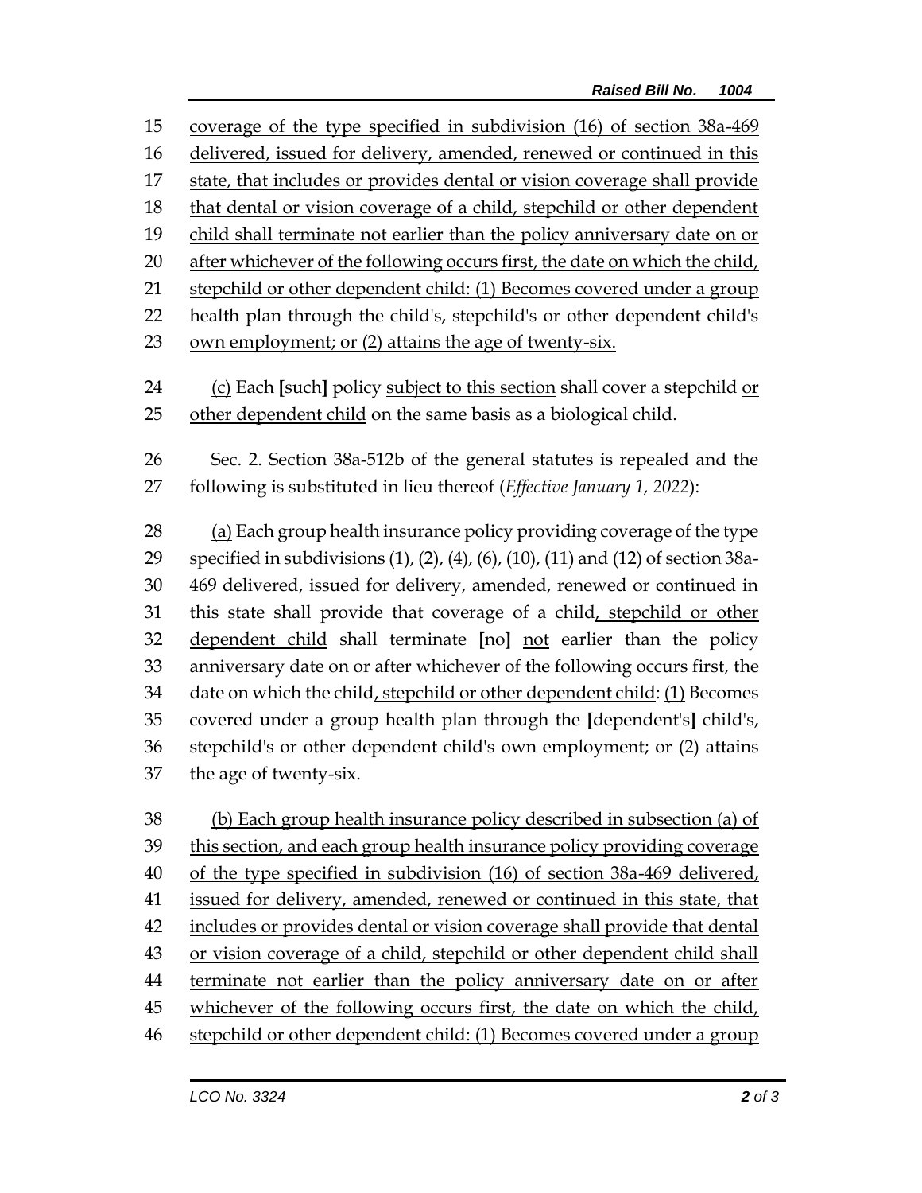coverage of the type specified in subdivision (16) of section 38a-469 delivered, issued for delivery, amended, renewed or continued in this state, that includes or provides dental or vision coverage shall provide that dental or vision coverage of a child, stepchild or other dependent child shall terminate not earlier than the policy anniversary date on or after whichever of the following occurs first, the date on which the child, stepchild or other dependent child: (1) Becomes covered under a group health plan through the child's, stepchild's or other dependent child's own employment; or (2) attains the age of twenty-six.

(c) Each [such] policy subject to this section shall cover a stepchild or other dependent child on the same basis as a biological child.

Sec. 2. Section 38a-512b of the general statutes is repealed and the following is substituted in lieu thereof (*Effective January 1, 2022*):

(a) Each group health insurance policy providing coverage of the type specified in subdivisions (1), (2), (4), (6), (10), (11) and (12) of section 38a-469 delivered, issued for delivery, amended, renewed or continued in this state shall provide that coverage of a child, stepchild or other dependent child shall terminate [no] not earlier than the policy anniversary date on or after whichever of the following occurs first, the date on which the child, stepchild or other dependent child: (1) Becomes covered under a group health plan through the [dependent's] child's, stepchild's or other dependent child's own employment; or (2) attains the age of twenty-six.

(b) Each group health insurance policy described in subsection (a) of this section, and each group health insurance policy providing coverage of the type specified in subdivision (16) of section 38a-469 delivered, issued for delivery, amended, renewed or continued in this state, that includes or provides dental or vision coverage shall provide that dental or vision coverage of a child, stepchild or other dependent child shall terminate not earlier than the policy anniversary date on or after whichever of the following occurs first, the date on which the child, stepchild or other dependent child: (1) Becomes covered under a group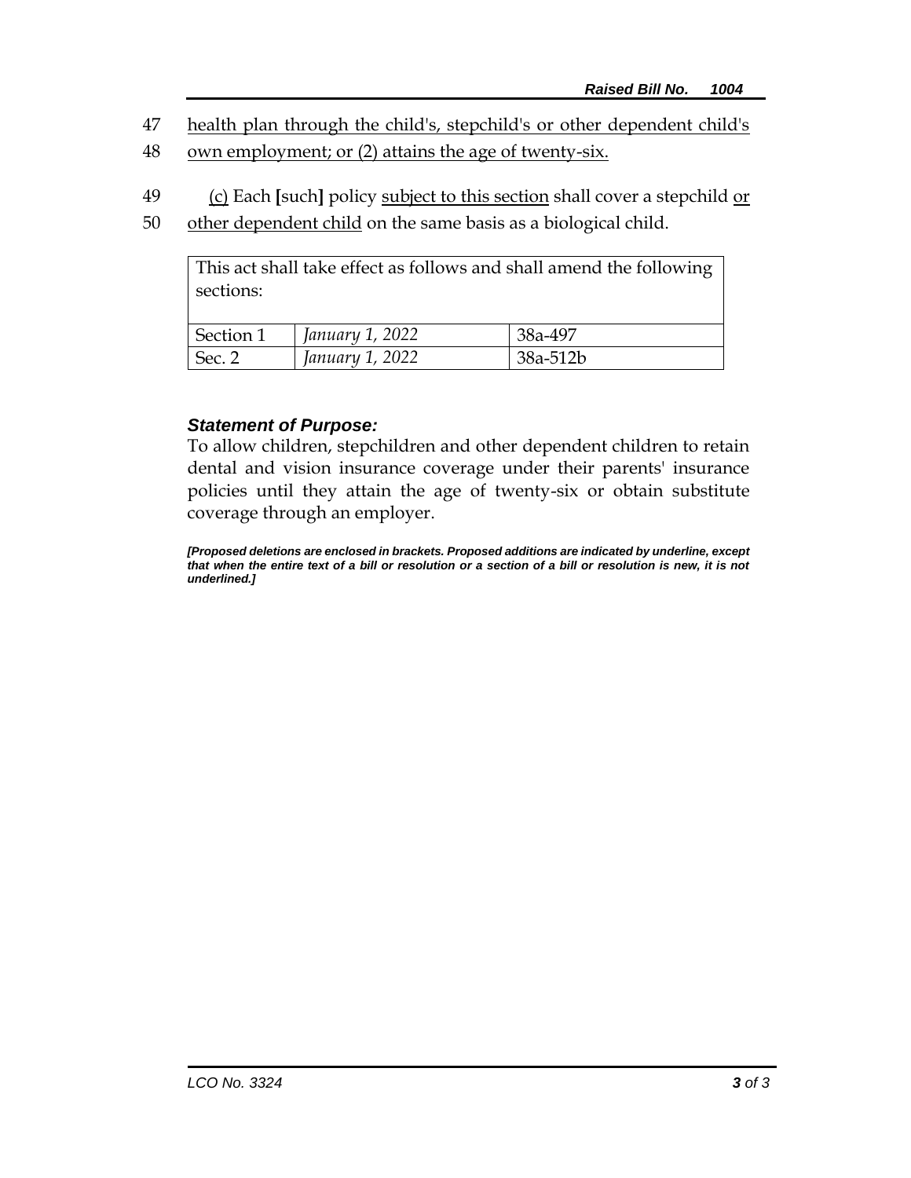47 <u>health plan through the child's, stepchild's or other dependent child's</u>
48 <u>own employment; or (2) attains the age of twenty-six.</u>

49 <u>(c)</u> Each **[**such**]** policy <u>subject to this section</u> shall cover a stepchild <u>or</u>
50 <u>other dependent child</u> on the same basis as a biological child.

| This act shall take effect as follows and shall amend the following sections: | | |
|---|---|---|
| Section 1 | *January 1, 2022* | 38a-497 |
| Sec. 2 | *January 1, 2022* | 38a-512b |

### *Statement of Purpose:*

To allow children, stepchildren and other dependent children to retain dental and vision insurance coverage under their parents' insurance policies until they attain the age of twenty-six or obtain substitute coverage through an employer.

***[Proposed deletions are enclosed in brackets. Proposed additions are indicated by underline, except that when the entire text of a bill or resolution or a section of a bill or resolution is new, it is not underlined.]***